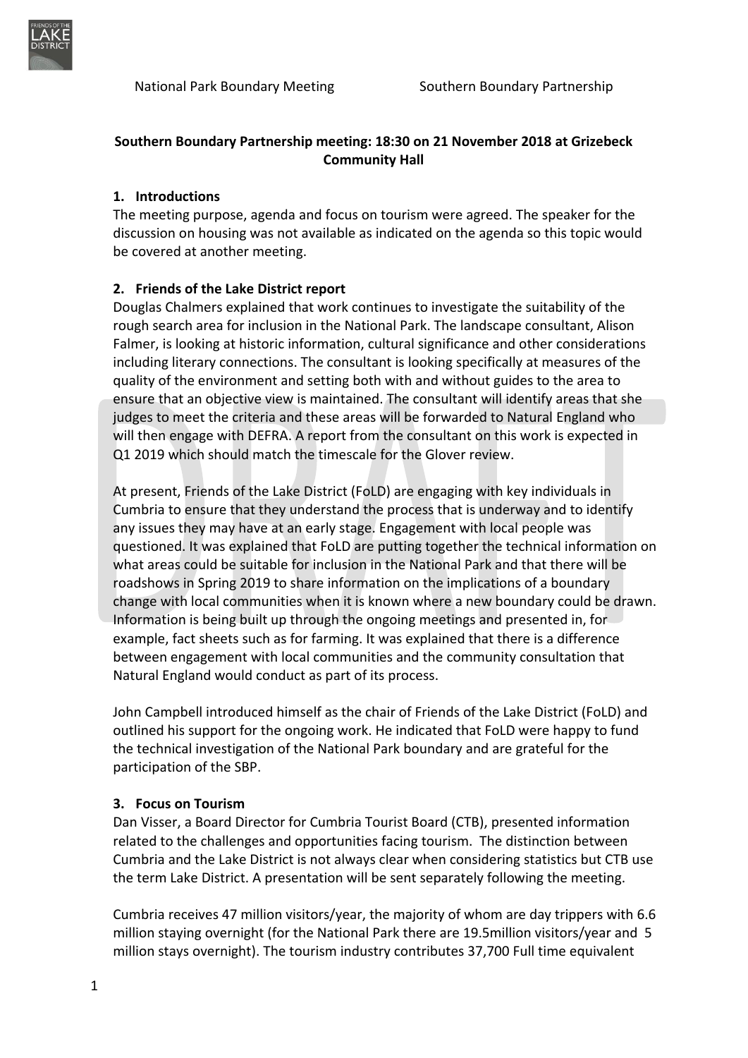National Park Boundary Meeting Southern Boundary Partnership

**Southern Boundary Partnership meeting: 18:30 on 21 November 2018 at Grizebeck Community Hall**

## 1. Introductions

The meeting purpose, agenda and focus on tourism were agreed. The speaker for the discussion on housing was not available as indicated on the agenda so this topic would be covered at another meeting.

## 2. Friends of the Lake District report

Douglas Chalmers explained that work continues to investigate the suitability of the rough search area for inclusion in the National Park. The landscape consultant, Alison Falmer, is looking at historic information, cultural significance and other considerations including literary connections. The consultant is looking specifically at measures of the quality of the environment and setting both with and without guides to the area to ensure that an objective view is maintained. The consultant will identify areas that she judges to meet the criteria and these areas will be forwarded to Natural England who will then engage with DEFRA. A report from the consultant on this work is expected in Q1 2019 which should match the timescale for the Glover review.

At present, Friends of the Lake District (FoLD) are engaging with key individuals in Cumbria to ensure that they understand the process that is underway and to identify any issues they may have at an early stage. Engagement with local people was questioned. It was explained that FoLD are putting together the technical information on what areas could be suitable for inclusion in the National Park and that there will be roadshows in Spring 2019 to share information on the implications of a boundary change with local communities when it is known where a new boundary could be drawn. Information is being built up through the ongoing meetings and presented in, for example, fact sheets such as for farming. It was explained that there is a difference between engagement with local communities and the community consultation that Natural England would conduct as part of its process.

John Campbell introduced himself as the chair of Friends of the Lake District (FoLD) and outlined his support for the ongoing work. He indicated that FoLD were happy to fund the technical investigation of the National Park boundary and are grateful for the participation of the SBP.

## 3. Focus on Tourism

Dan Visser, a Board Director for Cumbria Tourist Board (CTB), presented information related to the challenges and opportunities facing tourism. The distinction between Cumbria and the Lake District is not always clear when considering statistics but CTB use the term Lake District. A presentation will be sent separately following the meeting.

Cumbria receives 47 million visitors/year, the majority of whom are day trippers with 6.6 million staying overnight (for the National Park there are 19.5million visitors/year and 5 million stays overnight). The tourism industry contributes 37,700 Full time equivalent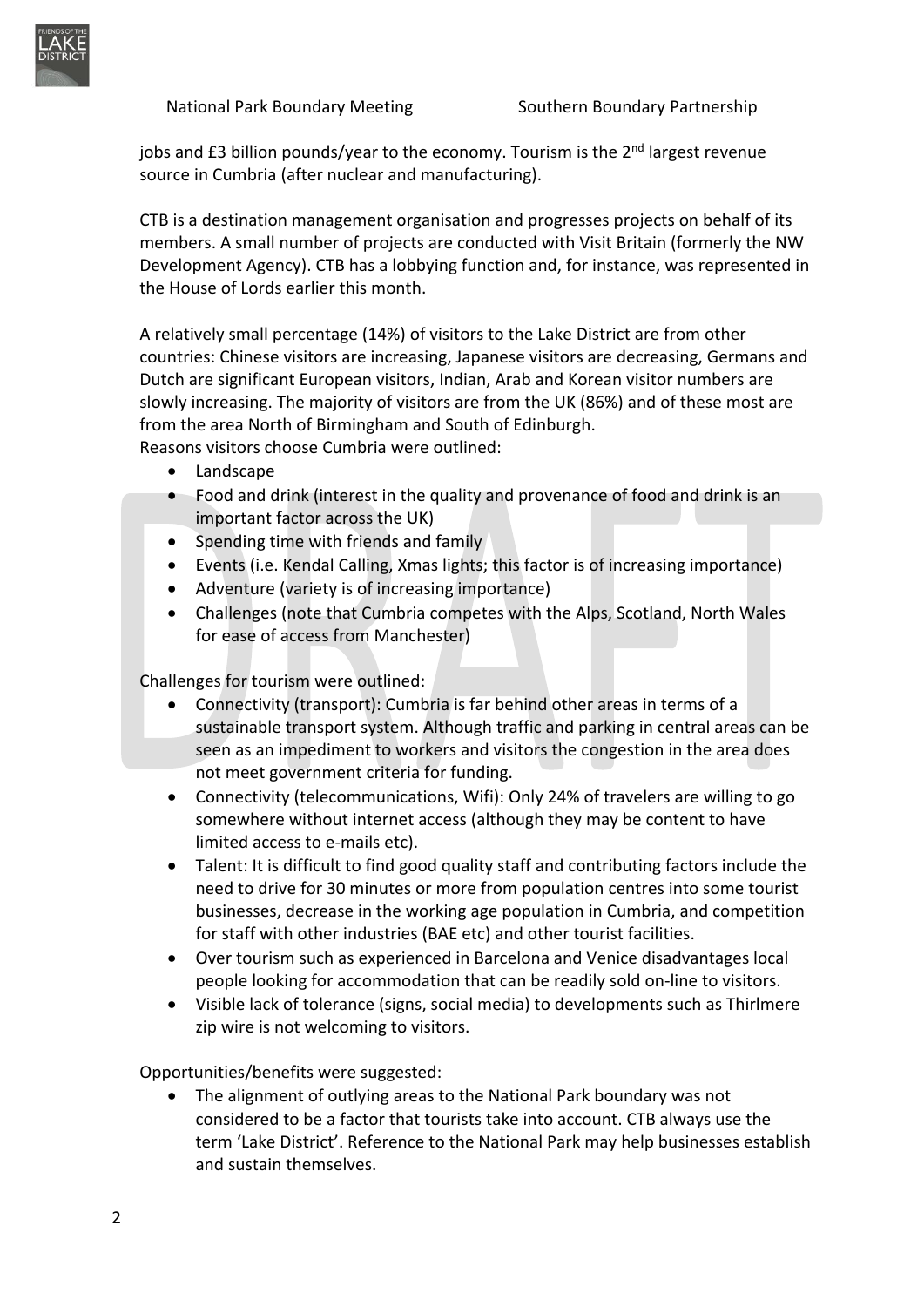jobs and £3 billion pounds/year to the economy. Tourism is the 2nd largest revenue source in Cumbria (after nuclear and manufacturing).

CTB is a destination management organisation and progresses projects on behalf of its members. A small number of projects are conducted with Visit Britain (formerly the NW Development Agency). CTB has a lobbying function and, for instance, was represented in the House of Lords earlier this month.

A relatively small percentage (14%) of visitors to the Lake District are from other countries: Chinese visitors are increasing, Japanese visitors are decreasing, Germans and Dutch are significant European visitors, Indian, Arab and Korean visitor numbers are slowly increasing. The majority of visitors are from the UK (86%) and of these most are from the area North of Birmingham and South of Edinburgh.
Reasons visitors choose Cumbria were outlined:

- Landscape
- Food and drink (interest in the quality and provenance of food and drink is an important factor across the UK)
- Spending time with friends and family
- Events (i.e. Kendal Calling, Xmas lights; this factor is of increasing importance)
- Adventure (variety is of increasing importance)
- Challenges (note that Cumbria competes with the Alps, Scotland, North Wales for ease of access from Manchester)

Challenges for tourism were outlined:

- Connectivity (transport): Cumbria is far behind other areas in terms of a sustainable transport system. Although traffic and parking in central areas can be seen as an impediment to workers and visitors the congestion in the area does not meet government criteria for funding.
- Connectivity (telecommunications, Wifi): Only 24% of travelers are willing to go somewhere without internet access (although they may be content to have limited access to e-mails etc).
- Talent: It is difficult to find good quality staff and contributing factors include the need to drive for 30 minutes or more from population centres into some tourist businesses, decrease in the working age population in Cumbria, and competition for staff with other industries (BAE etc) and other tourist facilities.
- Over tourism such as experienced in Barcelona and Venice disadvantages local people looking for accommodation that can be readily sold on-line to visitors.
- Visible lack of tolerance (signs, social media) to developments such as Thirlmere zip wire is not welcoming to visitors.

Opportunities/benefits were suggested:

- The alignment of outlying areas to the National Park boundary was not considered to be a factor that tourists take into account. CTB always use the term 'Lake District'. Reference to the National Park may help businesses establish and sustain themselves.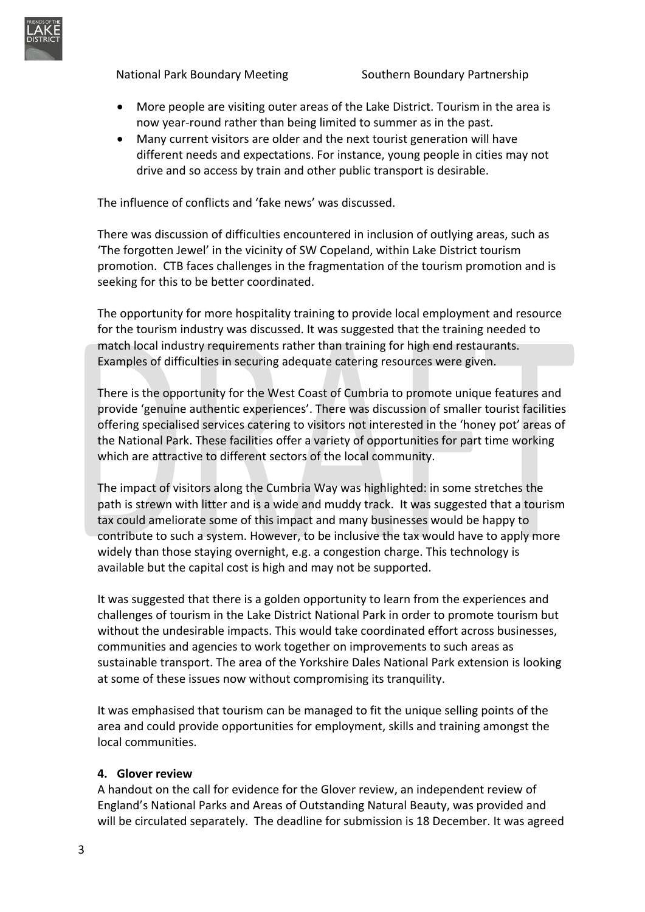- More people are visiting outer areas of the Lake District. Tourism in the area is now year-round rather than being limited to summer as in the past.
- Many current visitors are older and the next tourist generation will have different needs and expectations. For instance, young people in cities may not drive and so access by train and other public transport is desirable.

The influence of conflicts and 'fake news' was discussed.

There was discussion of difficulties encountered in inclusion of outlying areas, such as 'The forgotten Jewel' in the vicinity of SW Copeland, within Lake District tourism promotion. CTB faces challenges in the fragmentation of the tourism promotion and is seeking for this to be better coordinated.

The opportunity for more hospitality training to provide local employment and resource for the tourism industry was discussed. It was suggested that the training needed to match local industry requirements rather than training for high end restaurants. Examples of difficulties in securing adequate catering resources were given.

There is the opportunity for the West Coast of Cumbria to promote unique features and provide 'genuine authentic experiences'. There was discussion of smaller tourist facilities offering specialised services catering to visitors not interested in the 'honey pot' areas of the National Park. These facilities offer a variety of opportunities for part time working which are attractive to different sectors of the local community.

The impact of visitors along the Cumbria Way was highlighted: in some stretches the path is strewn with litter and is a wide and muddy track. It was suggested that a tourism tax could ameliorate some of this impact and many businesses would be happy to contribute to such a system. However, to be inclusive the tax would have to apply more widely than those staying overnight, e.g. a congestion charge. This technology is available but the capital cost is high and may not be supported.

It was suggested that there is a golden opportunity to learn from the experiences and challenges of tourism in the Lake District National Park in order to promote tourism but without the undesirable impacts. This would take coordinated effort across businesses, communities and agencies to work together on improvements to such areas as sustainable transport. The area of the Yorkshire Dales National Park extension is looking at some of these issues now without compromising its tranquility.

It was emphasised that tourism can be managed to fit the unique selling points of the area and could provide opportunities for employment, skills and training amongst the local communities.

**4. Glover review**

A handout on the call for evidence for the Glover review, an independent review of England's National Parks and Areas of Outstanding Natural Beauty, was provided and will be circulated separately. The deadline for submission is 18 December. It was agreed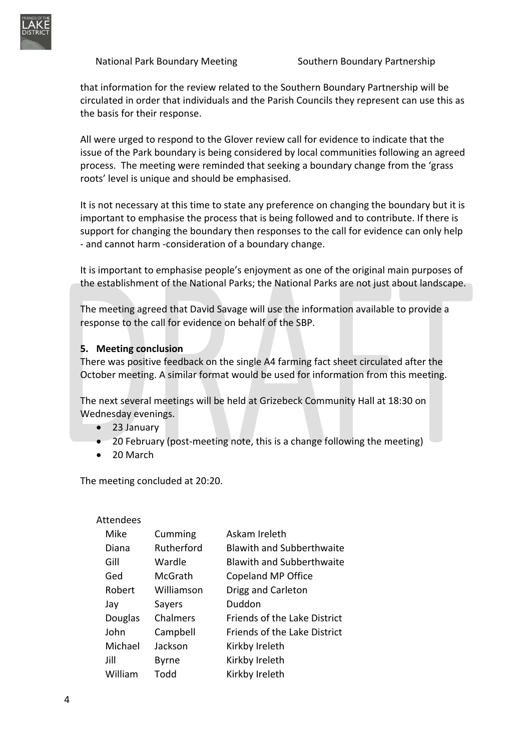that information for the review related to the Southern Boundary Partnership will be circulated in order that individuals and the Parish Councils they represent can use this as the basis for their response.

All were urged to respond to the Glover review call for evidence to indicate that the issue of the Park boundary is being considered by local communities following an agreed process. The meeting were reminded that seeking a boundary change from the 'grass roots' level is unique and should be emphasised.

It is not necessary at this time to state any preference on changing the boundary but it is important to emphasise the process that is being followed and to contribute. If there is support for changing the boundary then responses to the call for evidence can only help - and cannot harm -consideration of a boundary change.

It is important to emphasise people's enjoyment as one of the original main purposes of the establishment of the National Parks; the National Parks are not just about landscape.

The meeting agreed that David Savage will use the information available to provide a response to the call for evidence on behalf of the SBP.

**5. Meeting conclusion**

There was positive feedback on the single A4 farming fact sheet circulated after the October meeting. A similar format would be used for information from this meeting.

The next several meetings will be held at Grizebeck Community Hall at 18:30 on Wednesday evenings.

- 23 January
- 20 February (post-meeting note, this is a change following the meeting)
- 20 March

The meeting concluded at 20:20.

Attendees

| | | |
|---|---|---|
| Mike | Cumming | Askam Ireleth |
| Diana | Rutherford | Blawith and Subberthwaite |
| Gill | Wardle | Blawith and Subberthwaite |
| Ged | McGrath | Copeland MP Office |
| Robert | Williamson | Drigg and Carleton |
| Jay | Sayers | Duddon |
| Douglas | Chalmers | Friends of the Lake District |
| John | Campbell | Friends of the Lake District |
| Michael | Jackson | Kirkby Ireleth |
| Jill | Byrne | Kirkby Ireleth |
| William | Todd | Kirkby Ireleth |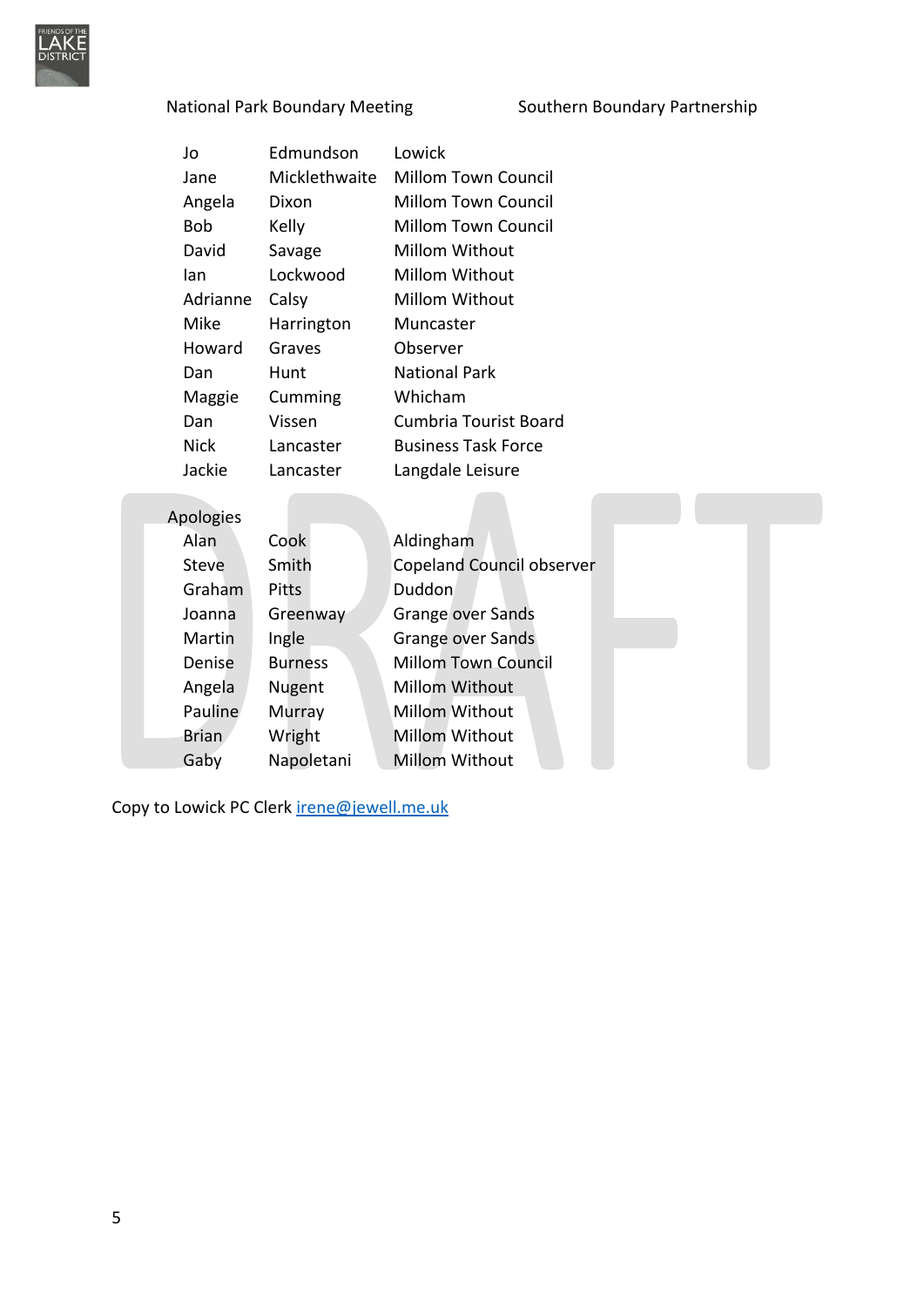National Park Boundary Meeting Southern Boundary Partnership

| | | |
|---|---|---|
| Jo | Edmundson | Lowick |
| Jane | Micklethwaite | Millom Town Council |
| Angela | Dixon | Millom Town Council |
| Bob | Kelly | Millom Town Council |
| David | Savage | Millom Without |
| Ian | Lockwood | Millom Without |
| Adrianne | Calsy | Millom Without |
| Mike | Harrington | Muncaster |
| Howard | Graves | Observer |
| Dan | Hunt | National Park |
| Maggie | Cumming | Whicham |
| Dan | Vissen | Cumbria Tourist Board |
| Nick | Lancaster | Business Task Force |
| Jackie | Lancaster | Langdale Leisure |

DRAFT

Apologies

| | | |
|---|---|---|
| Alan | Cook | Aldingham |
| Steve | Smith | Copeland Council observer |
| Graham | Pitts | Duddon |
| Joanna | Greenway | Grange over Sands |
| Martin | Ingle | Grange over Sands |
| Denise | Burness | Millom Town Council |
| Angela | Nugent | Millom Without |
| Pauline | Murray | Millom Without |
| Brian | Wright | Millom Without |
| Gaby | Napoletani | Millom Without |

Copy to Lowick PC Clerk irene@jewell.me.uk